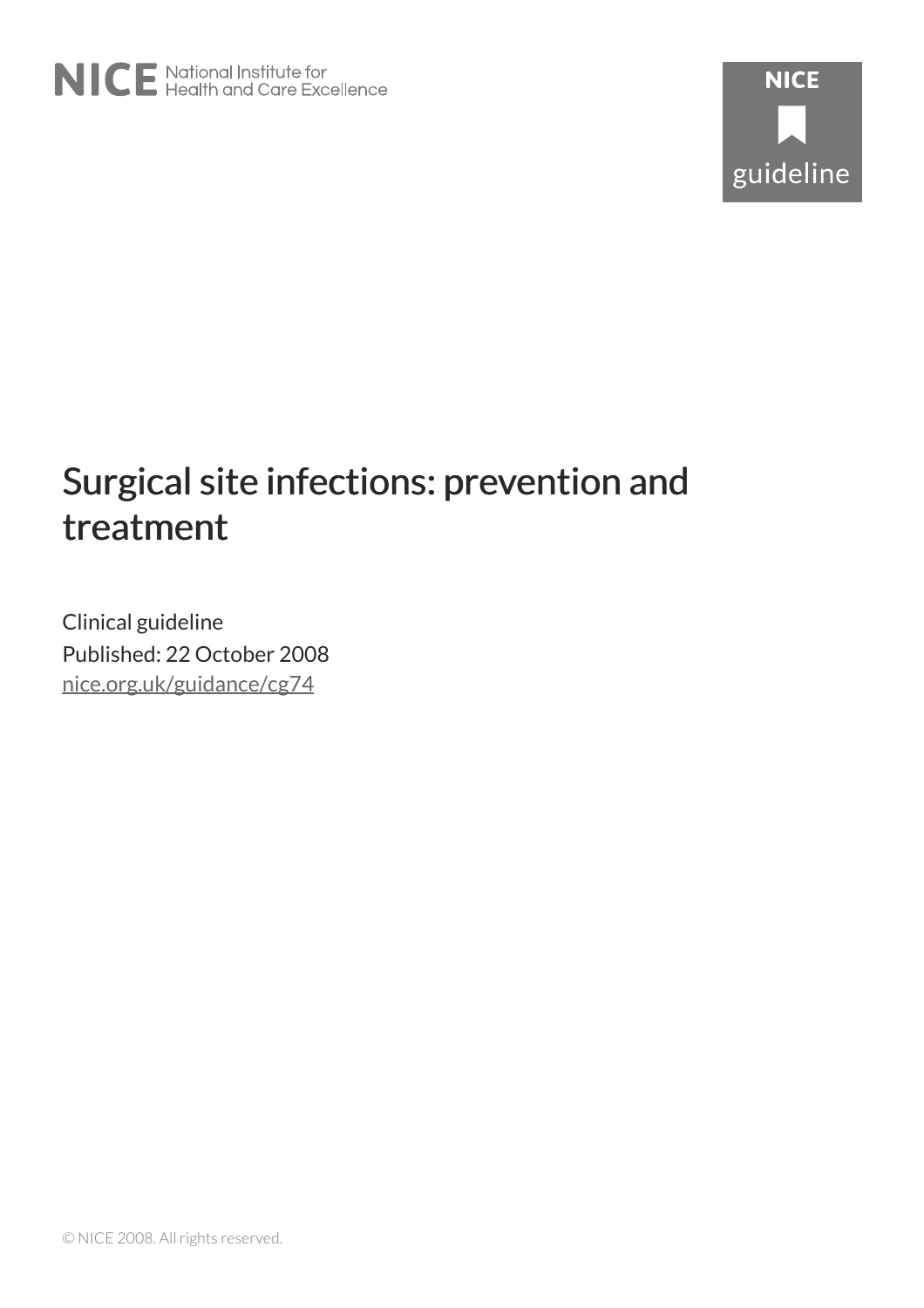NICE National Institute for Health and Care Excellence

NICE guideline

# Surgical site infections: prevention and treatment

Clinical guideline

Published: 22 October 2008

nice.org.uk/guidance/cg74

© NICE 2008. All rights reserved.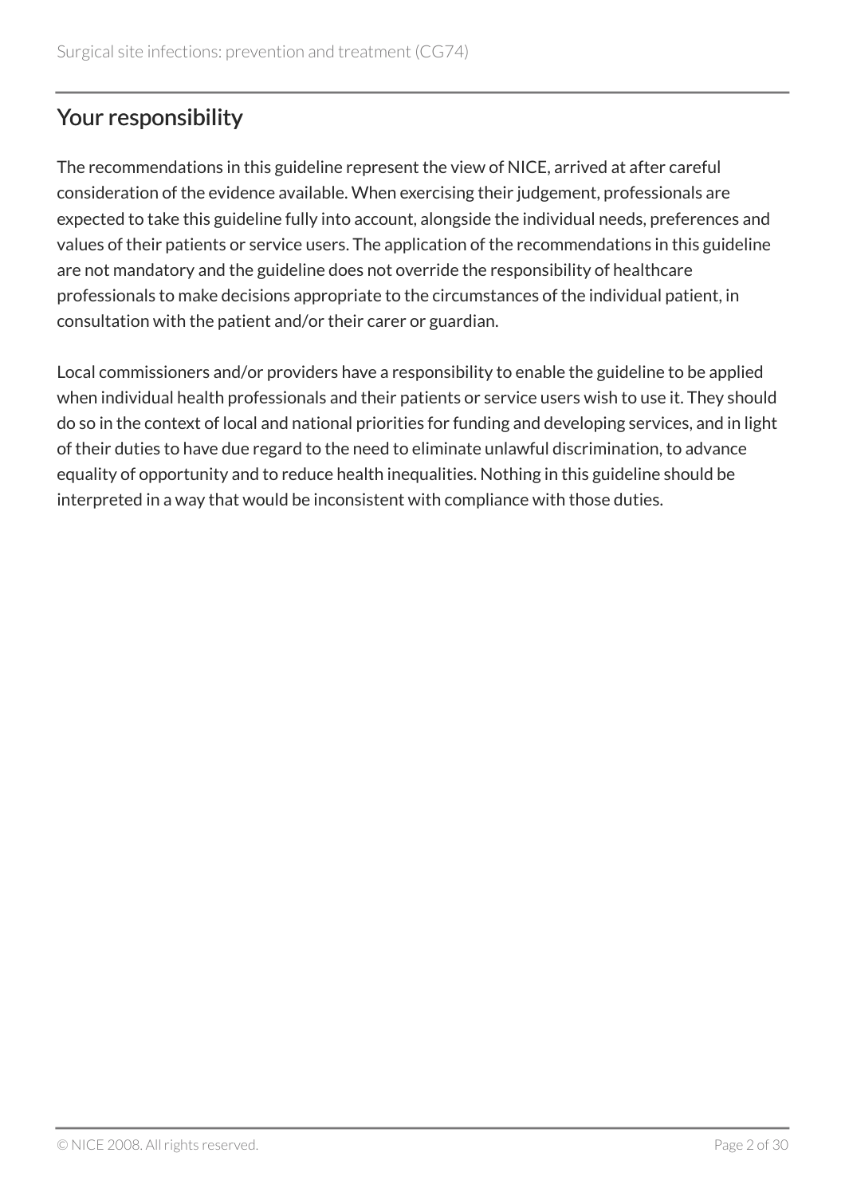## Your responsibility

The recommendations in this guideline represent the view of NICE, arrived at after careful consideration of the evidence available. When exercising their judgement, professionals are expected to take this guideline fully into account, alongside the individual needs, preferences and values of their patients or service users. The application of the recommendations in this guideline are not mandatory and the guideline does not override the responsibility of healthcare professionals to make decisions appropriate to the circumstances of the individual patient, in consultation with the patient and/or their carer or guardian.

Local commissioners and/or providers have a responsibility to enable the guideline to be applied when individual health professionals and their patients or service users wish to use it. They should do so in the context of local and national priorities for funding and developing services, and in light of their duties to have due regard to the need to eliminate unlawful discrimination, to advance equality of opportunity and to reduce health inequalities. Nothing in this guideline should be interpreted in a way that would be inconsistent with compliance with those duties.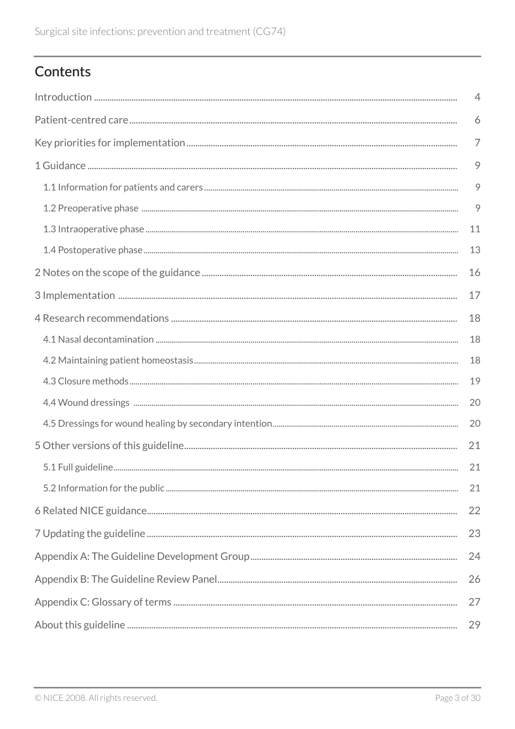## Contents

Introduction ..... 4

Patient-centred care ..... 6

Key priorities for implementation ..... 7

1 Guidance ..... 9

- 1.1 Information for patients and carers ..... 9
- 1.2 Preoperative phase ..... 9
- 1.3 Intraoperative phase ..... 11
- 1.4 Postoperative phase ..... 13

2 Notes on the scope of the guidance ..... 16

3 Implementation ..... 17

4 Research recommendations ..... 18

- 4.1 Nasal decontamination ..... 18
- 4.2 Maintaining patient homeostasis ..... 18
- 4.3 Closure methods ..... 19
- 4.4 Wound dressings ..... 20
- 4.5 Dressings for wound healing by secondary intention ..... 20

5 Other versions of this guideline ..... 21

- 5.1 Full guideline ..... 21
- 5.2 Information for the public ..... 21

6 Related NICE guidance ..... 22

7 Updating the guideline ..... 23

Appendix A: The Guideline Development Group ..... 24

Appendix B: The Guideline Review Panel ..... 26

Appendix C: Glossary of terms ..... 27

About this guideline ..... 29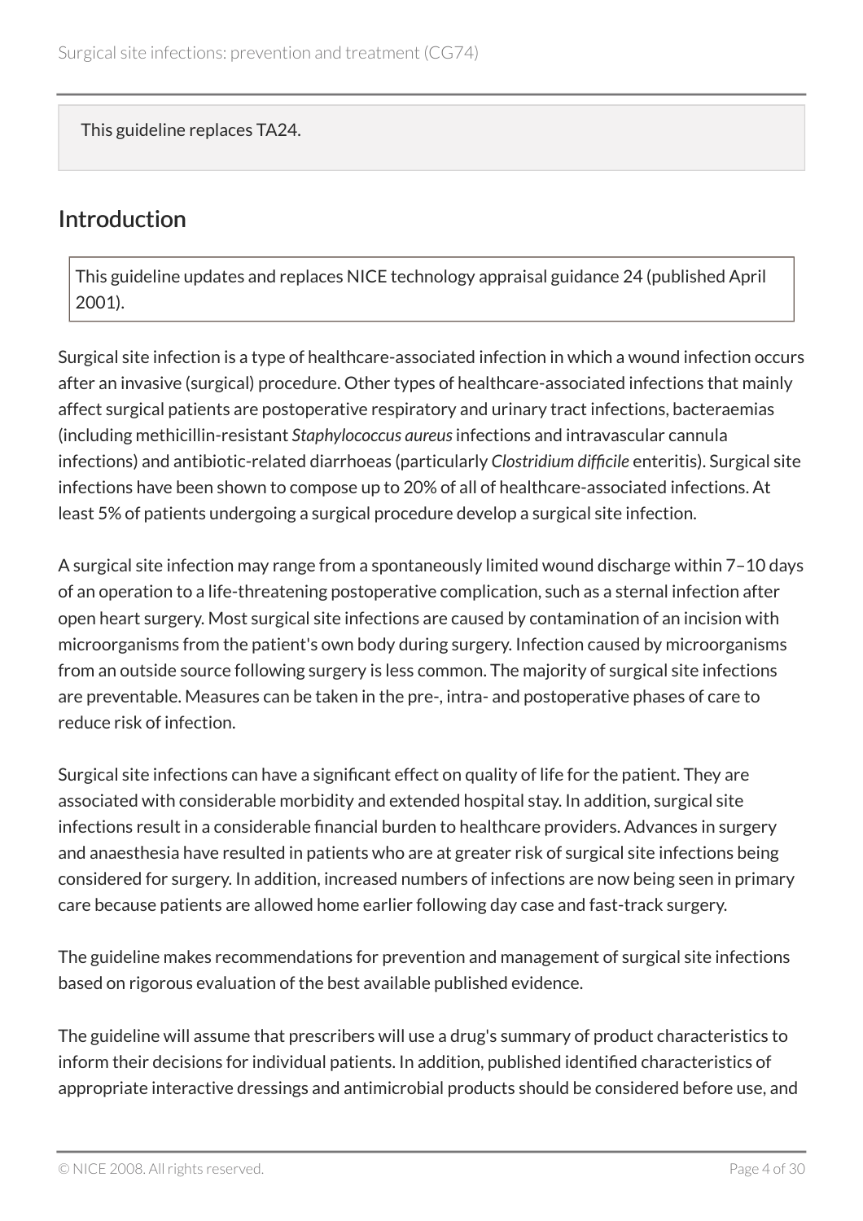This guideline replaces TA24.

## Introduction

This guideline updates and replaces NICE technology appraisal guidance 24 (published April 2001).

Surgical site infection is a type of healthcare-associated infection in which a wound infection occurs after an invasive (surgical) procedure. Other types of healthcare-associated infections that mainly affect surgical patients are postoperative respiratory and urinary tract infections, bacteraemias (including methicillin-resistant *Staphylococcus aureus* infections and intravascular cannula infections) and antibiotic-related diarrhoeas (particularly *Clostridium difficile* enteritis). Surgical site infections have been shown to compose up to 20% of all of healthcare-associated infections. At least 5% of patients undergoing a surgical procedure develop a surgical site infection.

A surgical site infection may range from a spontaneously limited wound discharge within 7–10 days of an operation to a life-threatening postoperative complication, such as a sternal infection after open heart surgery. Most surgical site infections are caused by contamination of an incision with microorganisms from the patient's own body during surgery. Infection caused by microorganisms from an outside source following surgery is less common. The majority of surgical site infections are preventable. Measures can be taken in the pre-, intra- and postoperative phases of care to reduce risk of infection.

Surgical site infections can have a significant effect on quality of life for the patient. They are associated with considerable morbidity and extended hospital stay. In addition, surgical site infections result in a considerable financial burden to healthcare providers. Advances in surgery and anaesthesia have resulted in patients who are at greater risk of surgical site infections being considered for surgery. In addition, increased numbers of infections are now being seen in primary care because patients are allowed home earlier following day case and fast-track surgery.

The guideline makes recommendations for prevention and management of surgical site infections based on rigorous evaluation of the best available published evidence.

The guideline will assume that prescribers will use a drug's summary of product characteristics to inform their decisions for individual patients. In addition, published identified characteristics of appropriate interactive dressings and antimicrobial products should be considered before use, and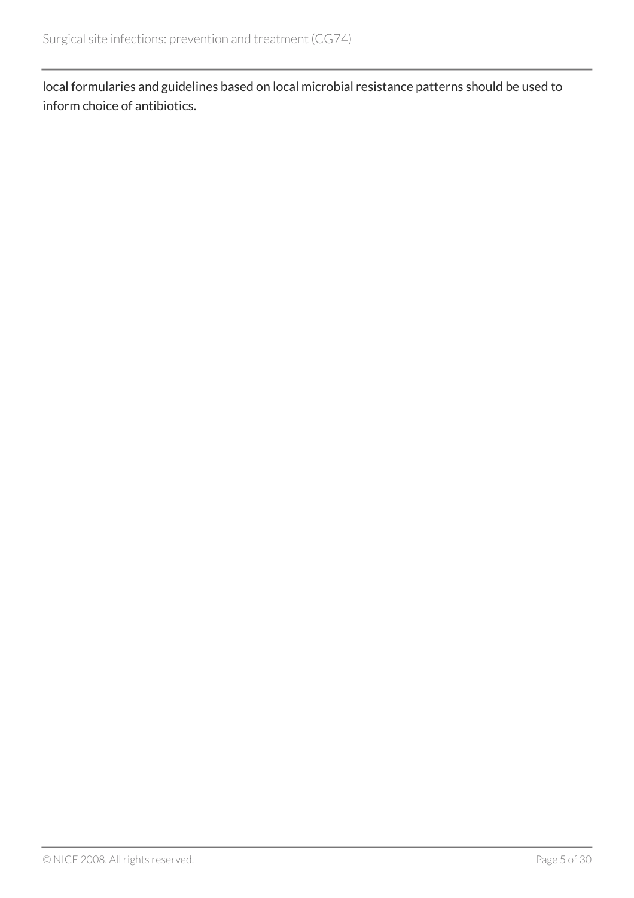local formularies and guidelines based on local microbial resistance patterns should be used to inform choice of antibiotics.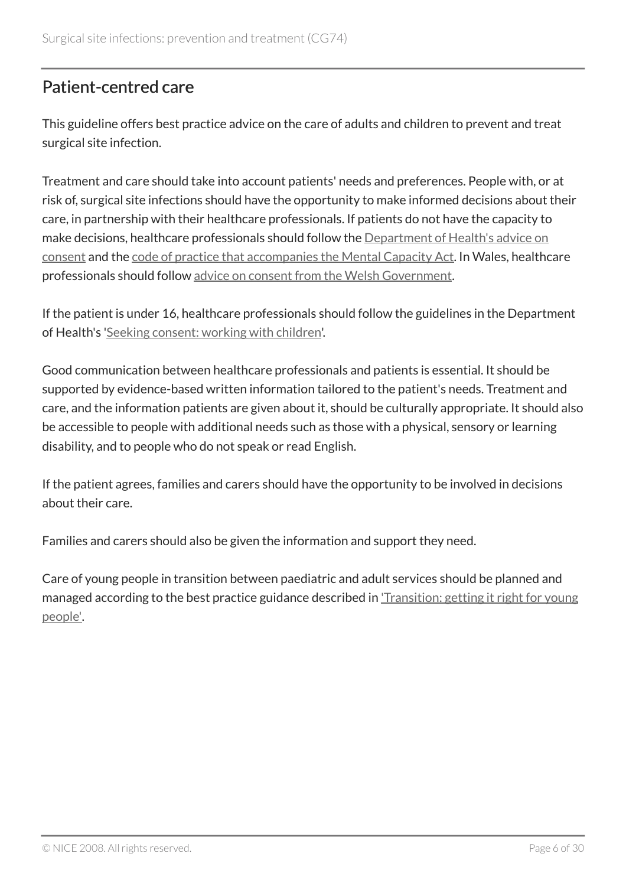## Patient-centred care

This guideline offers best practice advice on the care of adults and children to prevent and treat surgical site infection.

Treatment and care should take into account patients' needs and preferences. People with, or at risk of, surgical site infections should have the opportunity to make informed decisions about their care, in partnership with their healthcare professionals. If patients do not have the capacity to make decisions, healthcare professionals should follow the Department of Health's advice on consent and the code of practice that accompanies the Mental Capacity Act. In Wales, healthcare professionals should follow advice on consent from the Welsh Government.

If the patient is under 16, healthcare professionals should follow the guidelines in the Department of Health's 'Seeking consent: working with children'.

Good communication between healthcare professionals and patients is essential. It should be supported by evidence-based written information tailored to the patient's needs. Treatment and care, and the information patients are given about it, should be culturally appropriate. It should also be accessible to people with additional needs such as those with a physical, sensory or learning disability, and to people who do not speak or read English.

If the patient agrees, families and carers should have the opportunity to be involved in decisions about their care.

Families and carers should also be given the information and support they need.

Care of young people in transition between paediatric and adult services should be planned and managed according to the best practice guidance described in 'Transition: getting it right for young people'.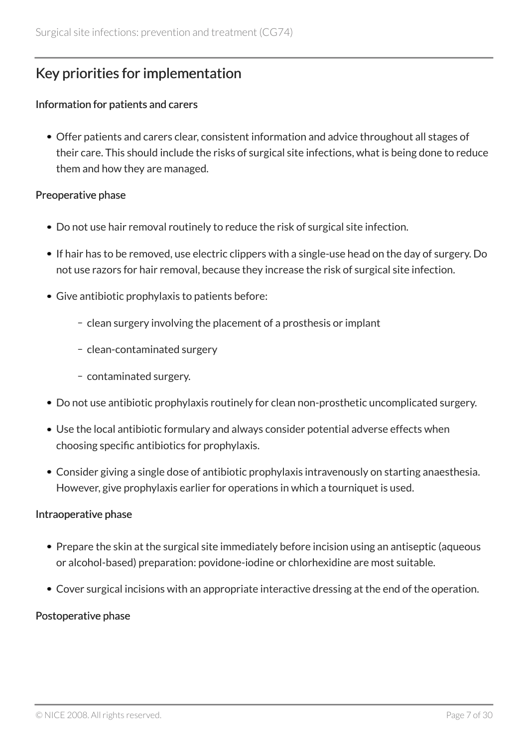## Key priorities for implementation

### Information for patients and carers

- Offer patients and carers clear, consistent information and advice throughout all stages of their care. This should include the risks of surgical site infections, what is being done to reduce them and how they are managed.

### Preoperative phase

- Do not use hair removal routinely to reduce the risk of surgical site infection.
- If hair has to be removed, use electric clippers with a single-use head on the day of surgery. Do not use razors for hair removal, because they increase the risk of surgical site infection.
- Give antibiotic prophylaxis to patients before:
  - clean surgery involving the placement of a prosthesis or implant
  - clean-contaminated surgery
  - contaminated surgery.
- Do not use antibiotic prophylaxis routinely for clean non-prosthetic uncomplicated surgery.
- Use the local antibiotic formulary and always consider potential adverse effects when choosing specific antibiotics for prophylaxis.
- Consider giving a single dose of antibiotic prophylaxis intravenously on starting anaesthesia. However, give prophylaxis earlier for operations in which a tourniquet is used.

### Intraoperative phase

- Prepare the skin at the surgical site immediately before incision using an antiseptic (aqueous or alcohol-based) preparation: povidone-iodine or chlorhexidine are most suitable.
- Cover surgical incisions with an appropriate interactive dressing at the end of the operation.

### Postoperative phase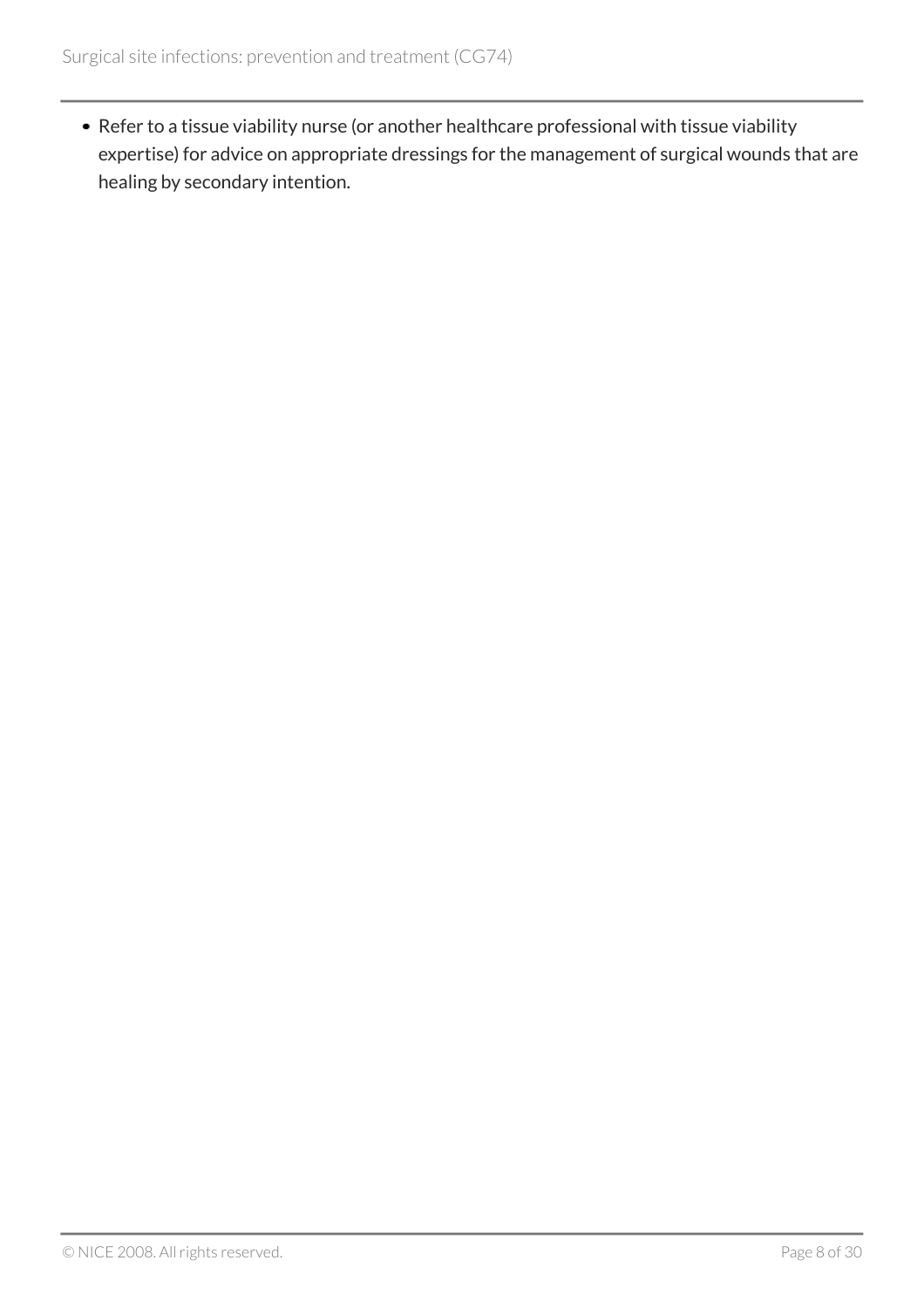- Refer to a tissue viability nurse (or another healthcare professional with tissue viability expertise) for advice on appropriate dressings for the management of surgical wounds that are healing by secondary intention.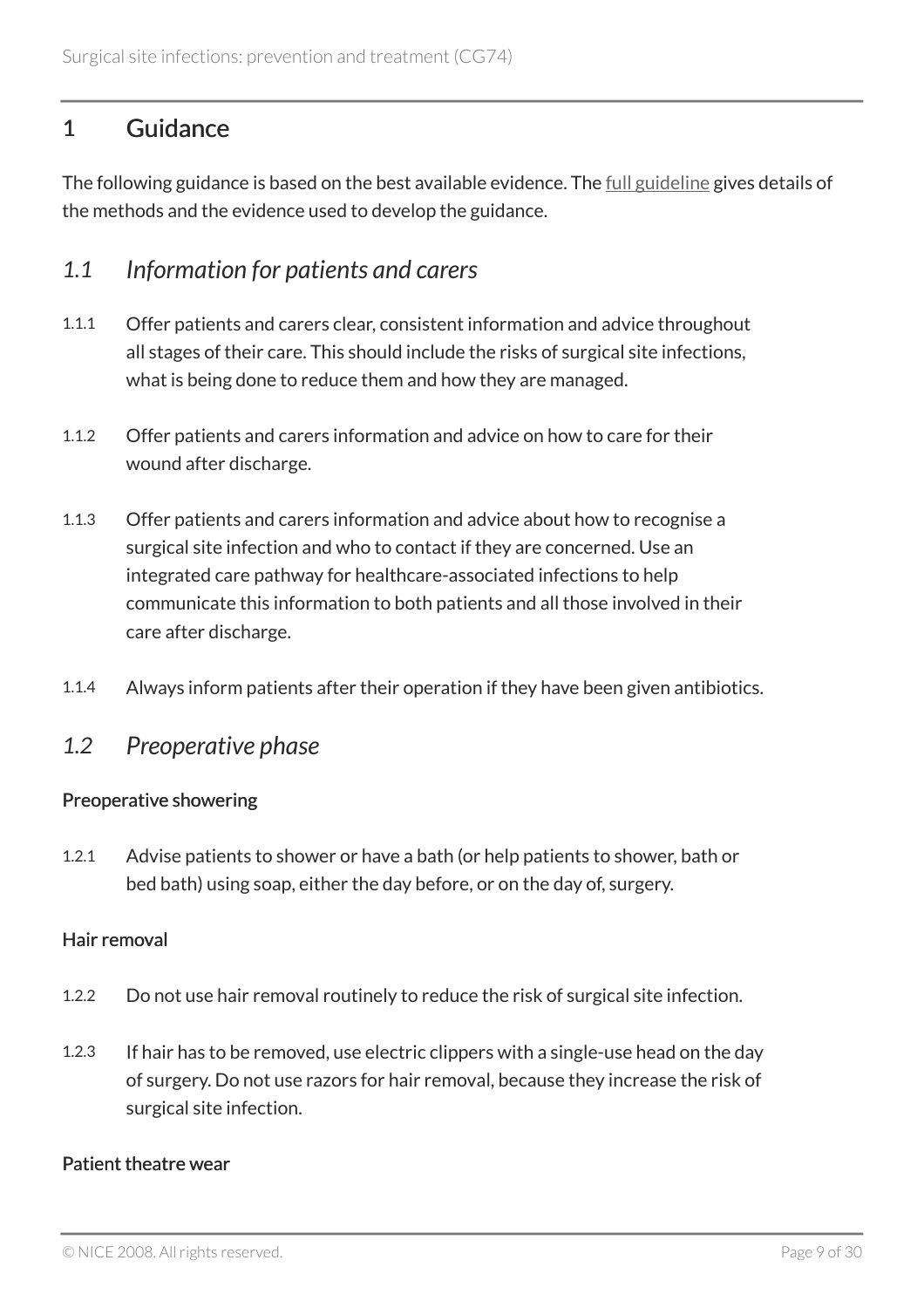# 1 Guidance

The following guidance is based on the best available evidence. The full guideline gives details of the methods and the evidence used to develop the guidance.

## *1.1 Information for patients and carers*

1.1.1 Offer patients and carers clear, consistent information and advice throughout all stages of their care. This should include the risks of surgical site infections, what is being done to reduce them and how they are managed.

1.1.2 Offer patients and carers information and advice on how to care for their wound after discharge.

1.1.3 Offer patients and carers information and advice about how to recognise a surgical site infection and who to contact if they are concerned. Use an integrated care pathway for healthcare-associated infections to help communicate this information to both patients and all those involved in their care after discharge.

1.1.4 Always inform patients after their operation if they have been given antibiotics.

## *1.2 Preoperative phase*

### Preoperative showering

1.2.1 Advise patients to shower or have a bath (or help patients to shower, bath or bed bath) using soap, either the day before, or on the day of, surgery.

### Hair removal

1.2.2 Do not use hair removal routinely to reduce the risk of surgical site infection.

1.2.3 If hair has to be removed, use electric clippers with a single-use head on the day of surgery. Do not use razors for hair removal, because they increase the risk of surgical site infection.

### Patient theatre wear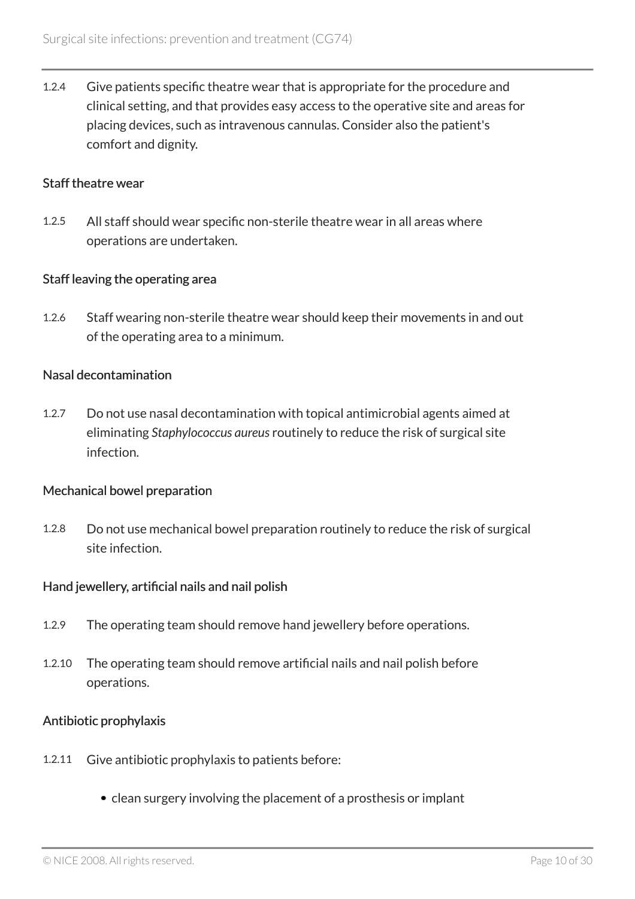1.2.4 Give patients specific theatre wear that is appropriate for the procedure and clinical setting, and that provides easy access to the operative site and areas for placing devices, such as intravenous cannulas. Consider also the patient's comfort and dignity.

### Staff theatre wear

1.2.5 All staff should wear specific non-sterile theatre wear in all areas where operations are undertaken.

### Staff leaving the operating area

1.2.6 Staff wearing non-sterile theatre wear should keep their movements in and out of the operating area to a minimum.

### Nasal decontamination

1.2.7 Do not use nasal decontamination with topical antimicrobial agents aimed at eliminating *Staphylococcus aureus* routinely to reduce the risk of surgical site infection.

### Mechanical bowel preparation

1.2.8 Do not use mechanical bowel preparation routinely to reduce the risk of surgical site infection.

### Hand jewellery, artificial nails and nail polish

1.2.9 The operating team should remove hand jewellery before operations.

1.2.10 The operating team should remove artificial nails and nail polish before operations.

### Antibiotic prophylaxis

1.2.11 Give antibiotic prophylaxis to patients before:

- clean surgery involving the placement of a prosthesis or implant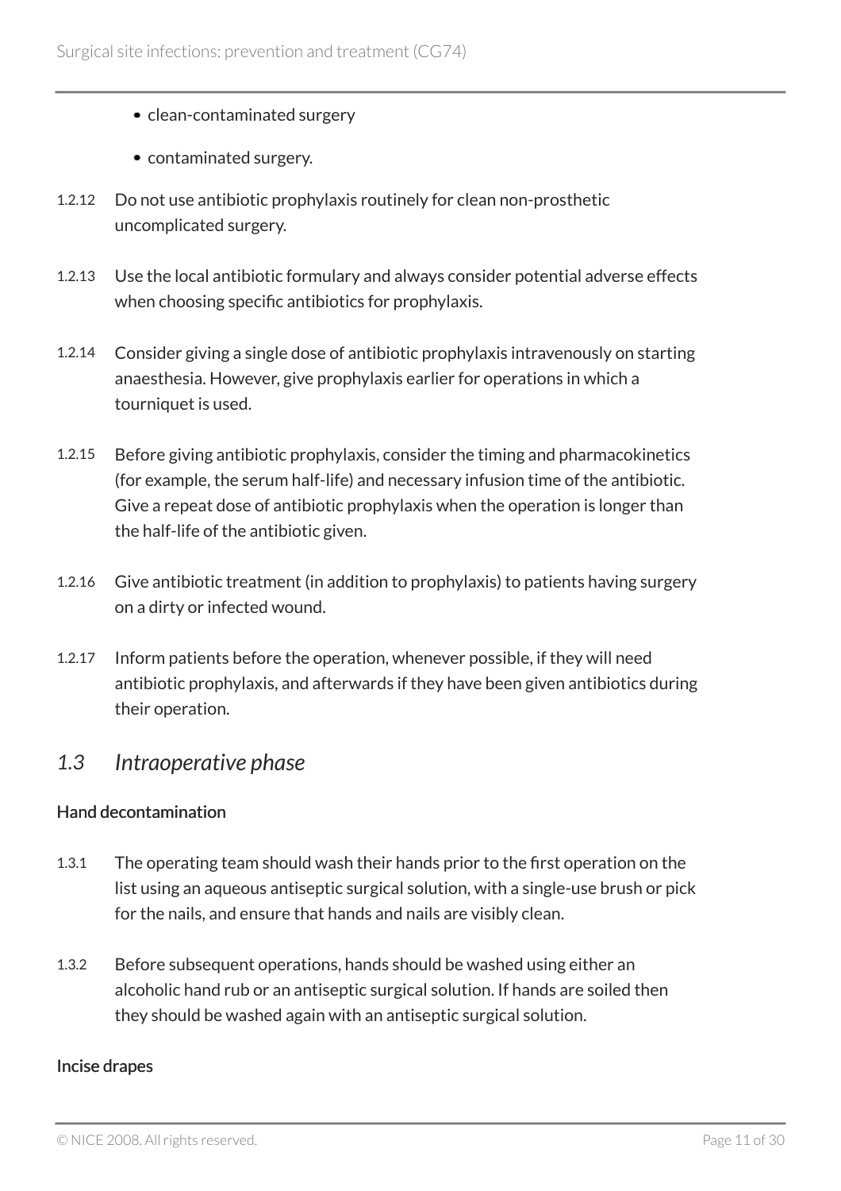- clean-contaminated surgery
- contaminated surgery.

1.2.12 Do not use antibiotic prophylaxis routinely for clean non-prosthetic uncomplicated surgery.

1.2.13 Use the local antibiotic formulary and always consider potential adverse effects when choosing specific antibiotics for prophylaxis.

1.2.14 Consider giving a single dose of antibiotic prophylaxis intravenously on starting anaesthesia. However, give prophylaxis earlier for operations in which a tourniquet is used.

1.2.15 Before giving antibiotic prophylaxis, consider the timing and pharmacokinetics (for example, the serum half-life) and necessary infusion time of the antibiotic. Give a repeat dose of antibiotic prophylaxis when the operation is longer than the half-life of the antibiotic given.

1.2.16 Give antibiotic treatment (in addition to prophylaxis) to patients having surgery on a dirty or infected wound.

1.2.17 Inform patients before the operation, whenever possible, if they will need antibiotic prophylaxis, and afterwards if they have been given antibiotics during their operation.

## *1.3 Intraoperative phase*

### Hand decontamination

1.3.1 The operating team should wash their hands prior to the first operation on the list using an aqueous antiseptic surgical solution, with a single-use brush or pick for the nails, and ensure that hands and nails are visibly clean.

1.3.2 Before subsequent operations, hands should be washed using either an alcoholic hand rub or an antiseptic surgical solution. If hands are soiled then they should be washed again with an antiseptic surgical solution.

### Incise drapes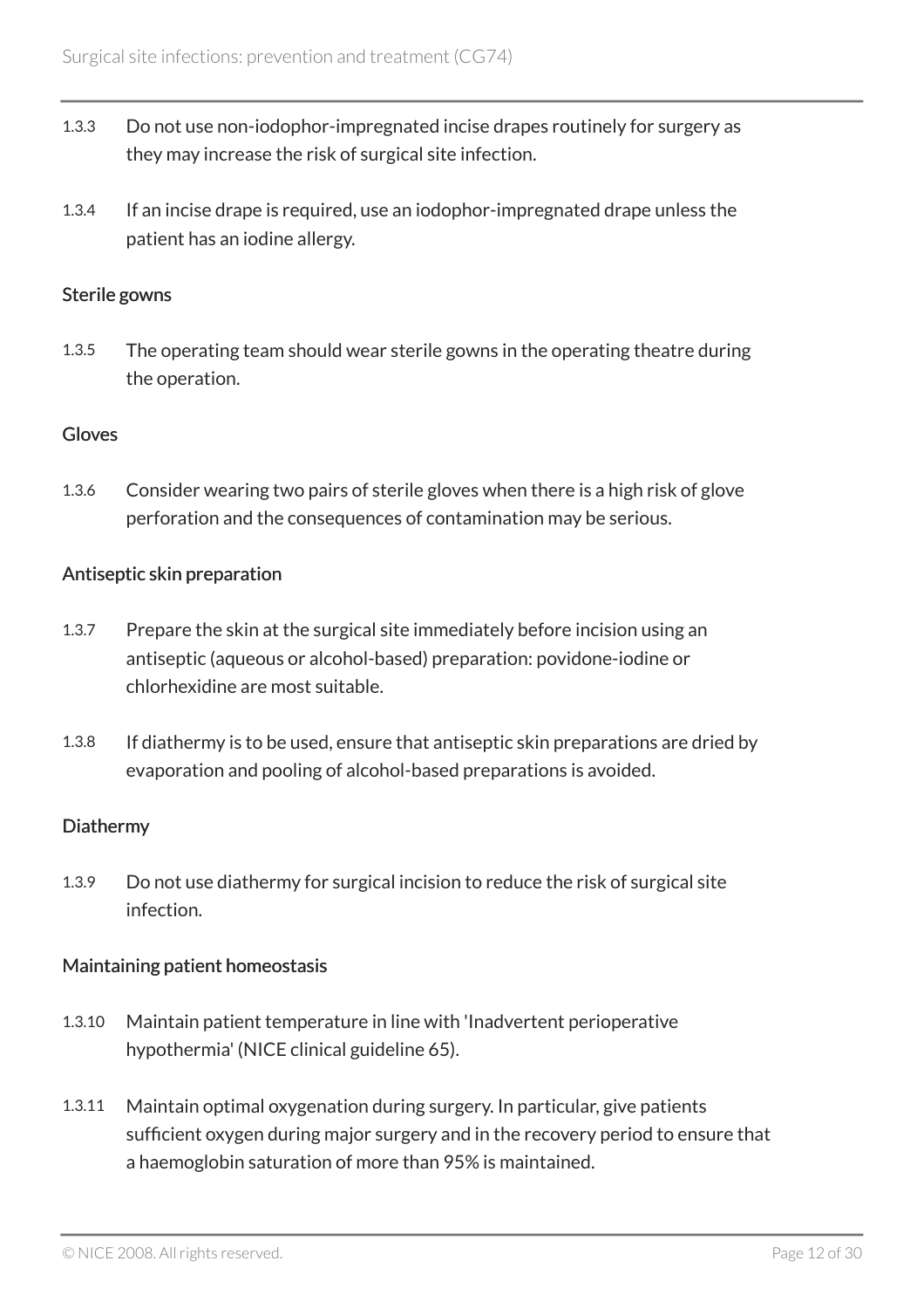1.3.3 Do not use non-iodophor-impregnated incise drapes routinely for surgery as they may increase the risk of surgical site infection.

1.3.4 If an incise drape is required, use an iodophor-impregnated drape unless the patient has an iodine allergy.

### Sterile gowns

1.3.5 The operating team should wear sterile gowns in the operating theatre during the operation.

### Gloves

1.3.6 Consider wearing two pairs of sterile gloves when there is a high risk of glove perforation and the consequences of contamination may be serious.

### Antiseptic skin preparation

1.3.7 Prepare the skin at the surgical site immediately before incision using an antiseptic (aqueous or alcohol-based) preparation: povidone-iodine or chlorhexidine are most suitable.

1.3.8 If diathermy is to be used, ensure that antiseptic skin preparations are dried by evaporation and pooling of alcohol-based preparations is avoided.

### Diathermy

1.3.9 Do not use diathermy for surgical incision to reduce the risk of surgical site infection.

### Maintaining patient homeostasis

1.3.10 Maintain patient temperature in line with 'Inadvertent perioperative hypothermia' (NICE clinical guideline 65).

1.3.11 Maintain optimal oxygenation during surgery. In particular, give patients sufficient oxygen during major surgery and in the recovery period to ensure that a haemoglobin saturation of more than 95% is maintained.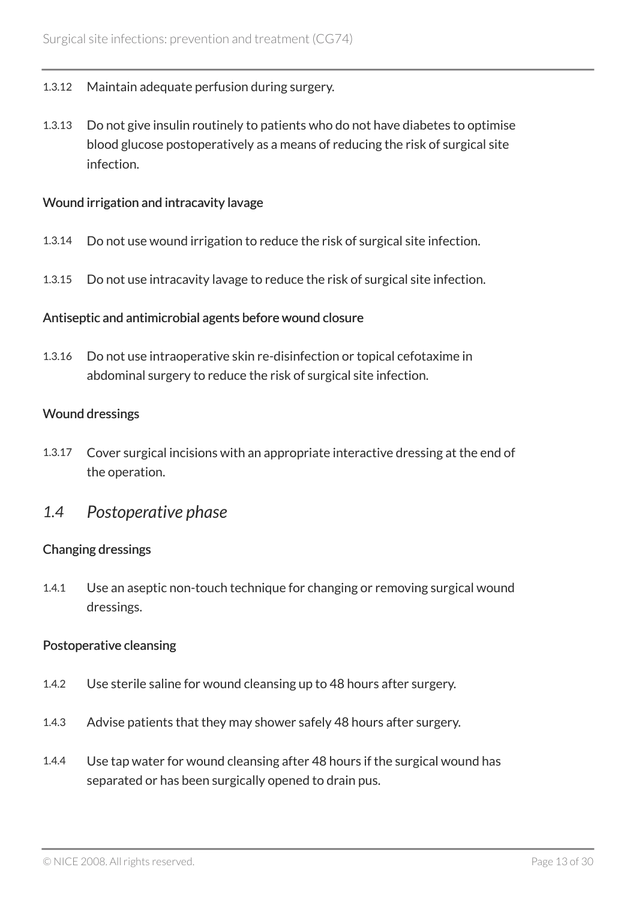1.3.12 Maintain adequate perfusion during surgery.

1.3.13 Do not give insulin routinely to patients who do not have diabetes to optimise blood glucose postoperatively as a means of reducing the risk of surgical site infection.

#### Wound irrigation and intracavity lavage

1.3.14 Do not use wound irrigation to reduce the risk of surgical site infection.

1.3.15 Do not use intracavity lavage to reduce the risk of surgical site infection.

#### Antiseptic and antimicrobial agents before wound closure

1.3.16 Do not use intraoperative skin re-disinfection or topical cefotaxime in abdominal surgery to reduce the risk of surgical site infection.

#### Wound dressings

1.3.17 Cover surgical incisions with an appropriate interactive dressing at the end of the operation.

## *1.4 Postoperative phase*

#### Changing dressings

1.4.1 Use an aseptic non-touch technique for changing or removing surgical wound dressings.

#### Postoperative cleansing

1.4.2 Use sterile saline for wound cleansing up to 48 hours after surgery.

1.4.3 Advise patients that they may shower safely 48 hours after surgery.

1.4.4 Use tap water for wound cleansing after 48 hours if the surgical wound has separated or has been surgically opened to drain pus.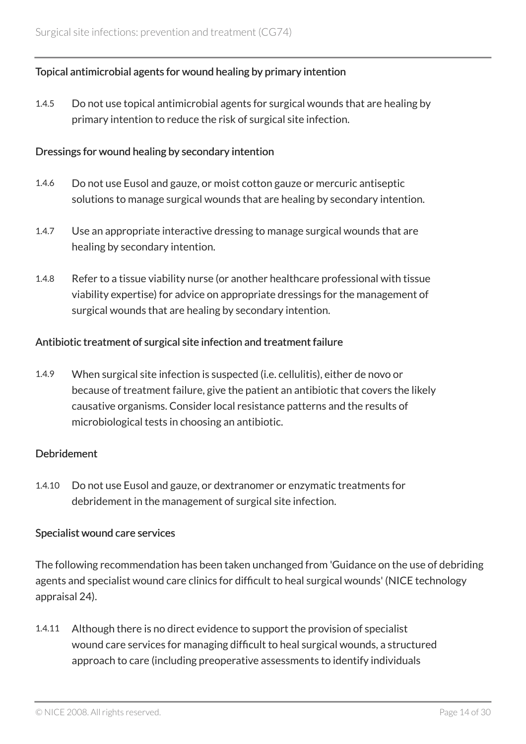### Topical antimicrobial agents for wound healing by primary intention

1.4.5 Do not use topical antimicrobial agents for surgical wounds that are healing by primary intention to reduce the risk of surgical site infection.

### Dressings for wound healing by secondary intention

1.4.6 Do not use Eusol and gauze, or moist cotton gauze or mercuric antiseptic solutions to manage surgical wounds that are healing by secondary intention.

1.4.7 Use an appropriate interactive dressing to manage surgical wounds that are healing by secondary intention.

1.4.8 Refer to a tissue viability nurse (or another healthcare professional with tissue viability expertise) for advice on appropriate dressings for the management of surgical wounds that are healing by secondary intention.

### Antibiotic treatment of surgical site infection and treatment failure

1.4.9 When surgical site infection is suspected (i.e. cellulitis), either de novo or because of treatment failure, give the patient an antibiotic that covers the likely causative organisms. Consider local resistance patterns and the results of microbiological tests in choosing an antibiotic.

### Debridement

1.4.10 Do not use Eusol and gauze, or dextranomer or enzymatic treatments for debridement in the management of surgical site infection.

### Specialist wound care services

The following recommendation has been taken unchanged from 'Guidance on the use of debriding agents and specialist wound care clinics for difficult to heal surgical wounds' (NICE technology appraisal 24).

1.4.11 Although there is no direct evidence to support the provision of specialist wound care services for managing difficult to heal surgical wounds, a structured approach to care (including preoperative assessments to identify individuals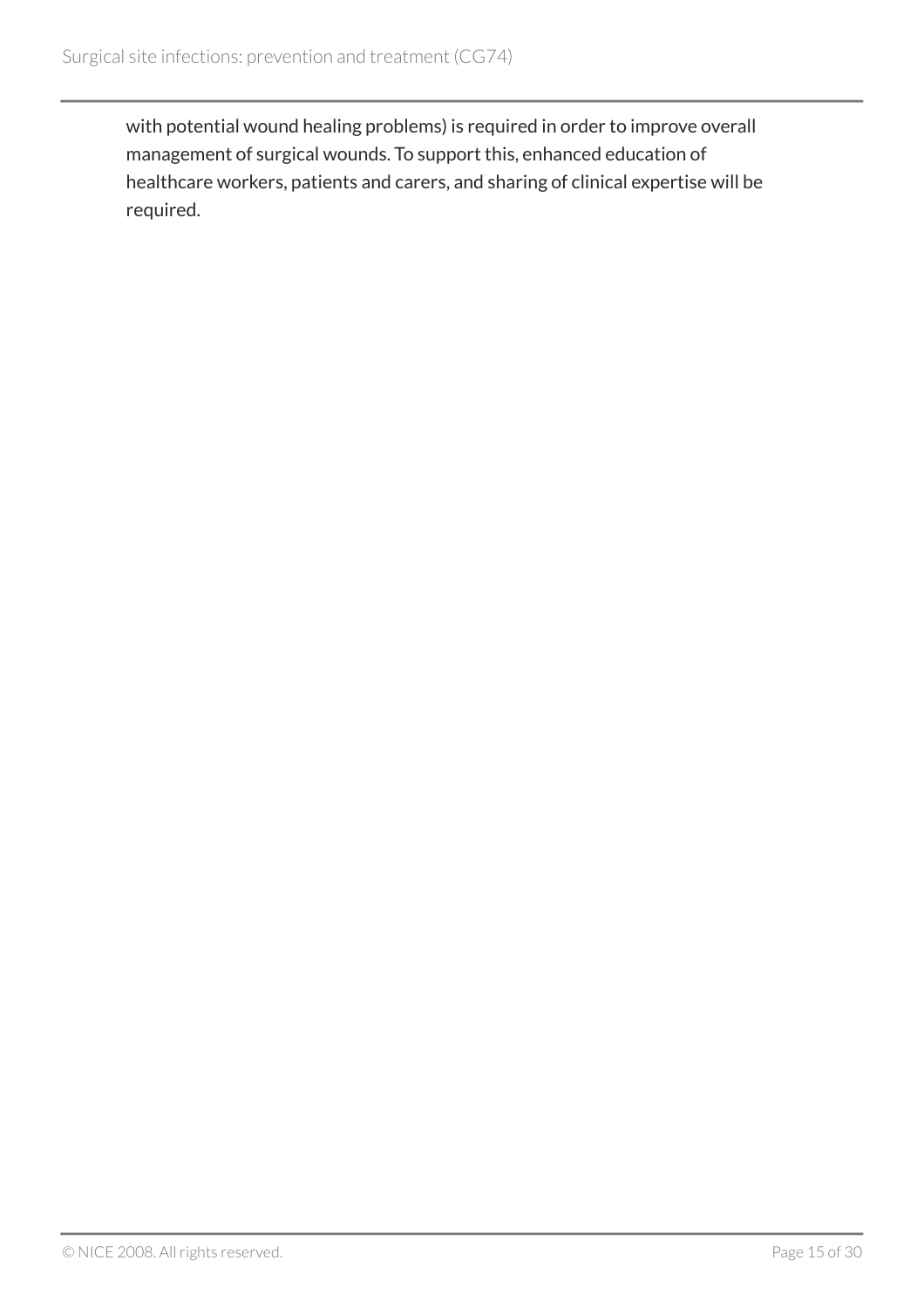with potential wound healing problems) is required in order to improve overall management of surgical wounds. To support this, enhanced education of healthcare workers, patients and carers, and sharing of clinical expertise will be required.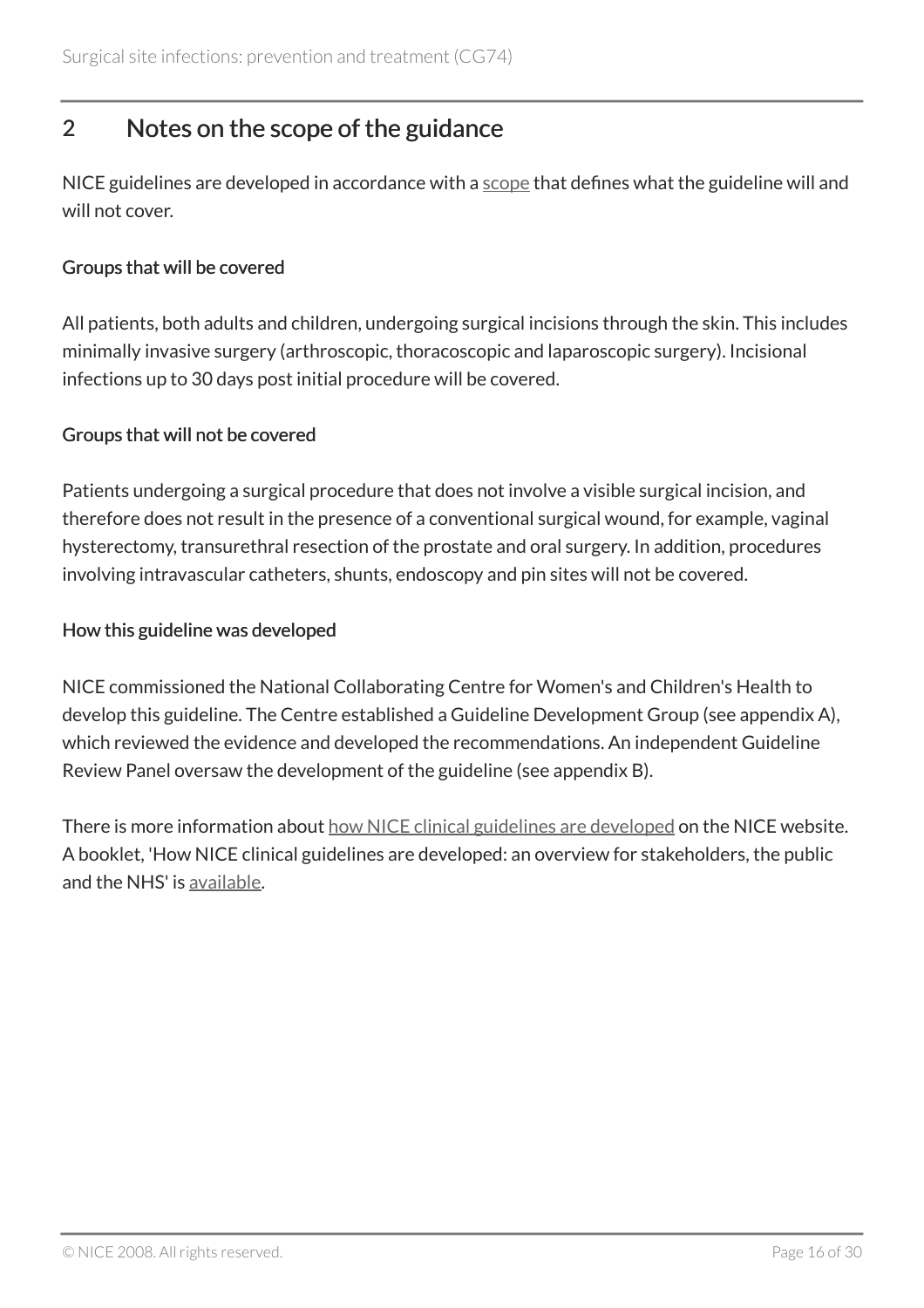## 2 Notes on the scope of the guidance

NICE guidelines are developed in accordance with a scope that defines what the guideline will and will not cover.

### Groups that will be covered

All patients, both adults and children, undergoing surgical incisions through the skin. This includes minimally invasive surgery (arthroscopic, thoracoscopic and laparoscopic surgery). Incisional infections up to 30 days post initial procedure will be covered.

### Groups that will not be covered

Patients undergoing a surgical procedure that does not involve a visible surgical incision, and therefore does not result in the presence of a conventional surgical wound, for example, vaginal hysterectomy, transurethral resection of the prostate and oral surgery. In addition, procedures involving intravascular catheters, shunts, endoscopy and pin sites will not be covered.

### How this guideline was developed

NICE commissioned the National Collaborating Centre for Women's and Children's Health to develop this guideline. The Centre established a Guideline Development Group (see appendix A), which reviewed the evidence and developed the recommendations. An independent Guideline Review Panel oversaw the development of the guideline (see appendix B).

There is more information about how NICE clinical guidelines are developed on the NICE website. A booklet, 'How NICE clinical guidelines are developed: an overview for stakeholders, the public and the NHS' is available.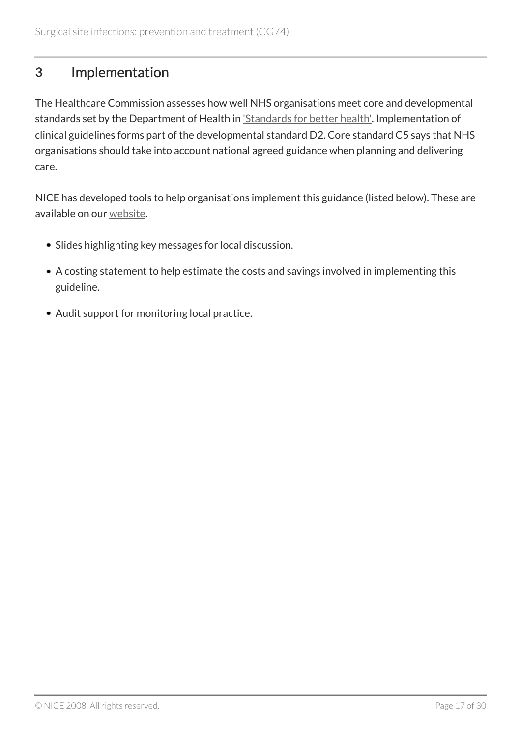# 3 Implementation

The Healthcare Commission assesses how well NHS organisations meet core and developmental standards set by the Department of Health in 'Standards for better health'. Implementation of clinical guidelines forms part of the developmental standard D2. Core standard C5 says that NHS organisations should take into account national agreed guidance when planning and delivering care.

NICE has developed tools to help organisations implement this guidance (listed below). These are available on our website.

- Slides highlighting key messages for local discussion.
- A costing statement to help estimate the costs and savings involved in implementing this guideline.
- Audit support for monitoring local practice.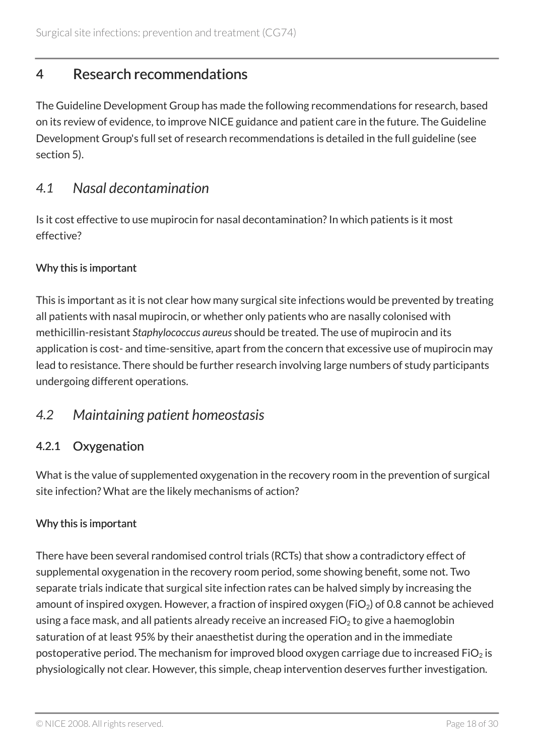# 4 Research recommendations

The Guideline Development Group has made the following recommendations for research, based on its review of evidence, to improve NICE guidance and patient care in the future. The Guideline Development Group's full set of research recommendations is detailed in the full guideline (see section 5).

## *4.1 Nasal decontamination*

Is it cost effective to use mupirocin for nasal decontamination? In which patients is it most effective?

#### Why this is important

This is important as it is not clear how many surgical site infections would be prevented by treating all patients with nasal mupirocin, or whether only patients who are nasally colonised with methicillin-resistant *Staphylococcus aureus* should be treated. The use of mupirocin and its application is cost- and time-sensitive, apart from the concern that excessive use of mupirocin may lead to resistance. There should be further research involving large numbers of study participants undergoing different operations.

## *4.2 Maintaining patient homeostasis*

### 4.2.1 Oxygenation

What is the value of supplemented oxygenation in the recovery room in the prevention of surgical site infection? What are the likely mechanisms of action?

#### Why this is important

There have been several randomised control trials (RCTs) that show a contradictory effect of supplemental oxygenation in the recovery room period, some showing benefit, some not. Two separate trials indicate that surgical site infection rates can be halved simply by increasing the amount of inspired oxygen. However, a fraction of inspired oxygen ($FiO_2$) of 0.8 cannot be achieved using a face mask, and all patients already receive an increased $FiO_2$ to give a haemoglobin saturation of at least 95% by their anaesthetist during the operation and in the immediate postoperative period. The mechanism for improved blood oxygen carriage due to increased $FiO_2$ is physiologically not clear. However, this simple, cheap intervention deserves further investigation.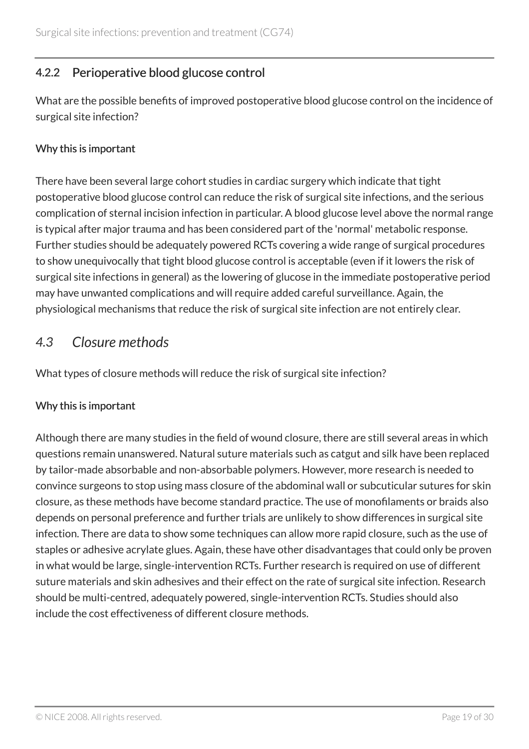### 4.2.2 Perioperative blood glucose control

What are the possible benefits of improved postoperative blood glucose control on the incidence of surgical site infection?

#### Why this is important

There have been several large cohort studies in cardiac surgery which indicate that tight postoperative blood glucose control can reduce the risk of surgical site infections, and the serious complication of sternal incision infection in particular. A blood glucose level above the normal range is typical after major trauma and has been considered part of the 'normal' metabolic response. Further studies should be adequately powered RCTs covering a wide range of surgical procedures to show unequivocally that tight blood glucose control is acceptable (even if it lowers the risk of surgical site infections in general) as the lowering of glucose in the immediate postoperative period may have unwanted complications and will require added careful surveillance. Again, the physiological mechanisms that reduce the risk of surgical site infection are not entirely clear.

## *4.3 Closure methods*

What types of closure methods will reduce the risk of surgical site infection?

#### Why this is important

Although there are many studies in the field of wound closure, there are still several areas in which questions remain unanswered. Natural suture materials such as catgut and silk have been replaced by tailor-made absorbable and non-absorbable polymers. However, more research is needed to convince surgeons to stop using mass closure of the abdominal wall or subcuticular sutures for skin closure, as these methods have become standard practice. The use of monofilaments or braids also depends on personal preference and further trials are unlikely to show differences in surgical site infection. There are data to show some techniques can allow more rapid closure, such as the use of staples or adhesive acrylate glues. Again, these have other disadvantages that could only be proven in what would be large, single-intervention RCTs. Further research is required on use of different suture materials and skin adhesives and their effect on the rate of surgical site infection. Research should be multi-centred, adequately powered, single-intervention RCTs. Studies should also include the cost effectiveness of different closure methods.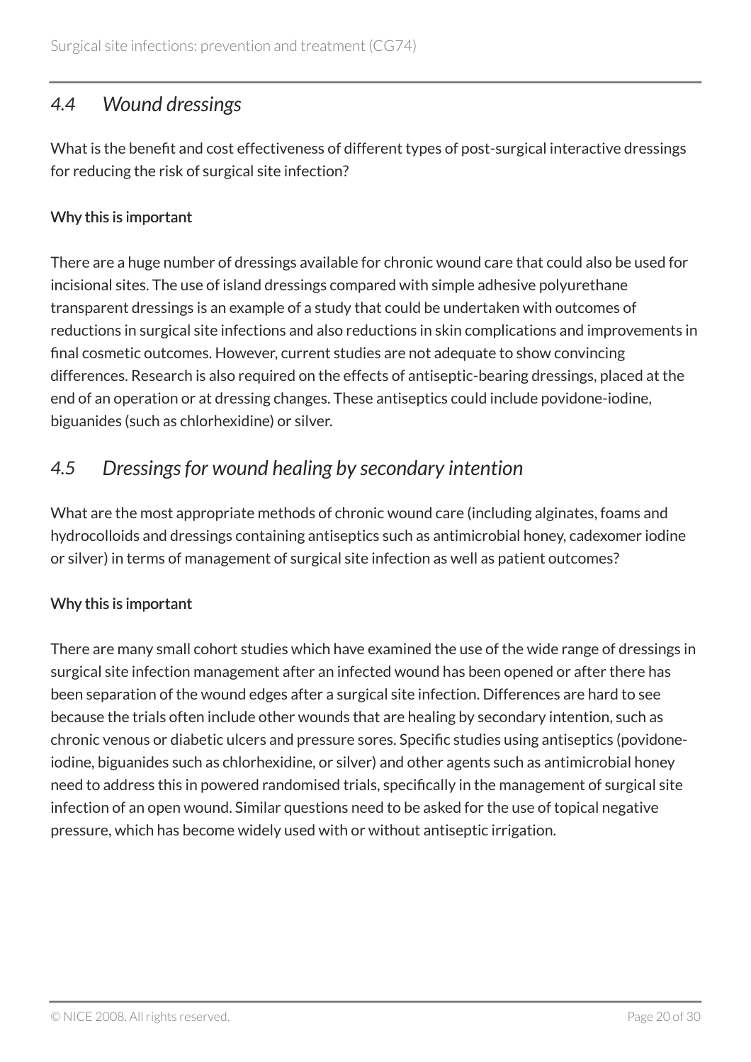## *4.4 Wound dressings*

What is the benefit and cost effectiveness of different types of post-surgical interactive dressings for reducing the risk of surgical site infection?

### Why this is important

There are a huge number of dressings available for chronic wound care that could also be used for incisional sites. The use of island dressings compared with simple adhesive polyurethane transparent dressings is an example of a study that could be undertaken with outcomes of reductions in surgical site infections and also reductions in skin complications and improvements in final cosmetic outcomes. However, current studies are not adequate to show convincing differences. Research is also required on the effects of antiseptic-bearing dressings, placed at the end of an operation or at dressing changes. These antiseptics could include povidone-iodine, biguanides (such as chlorhexidine) or silver.

## *4.5 Dressings for wound healing by secondary intention*

What are the most appropriate methods of chronic wound care (including alginates, foams and hydrocolloids and dressings containing antiseptics such as antimicrobial honey, cadexomer iodine or silver) in terms of management of surgical site infection as well as patient outcomes?

### Why this is important

There are many small cohort studies which have examined the use of the wide range of dressings in surgical site infection management after an infected wound has been opened or after there has been separation of the wound edges after a surgical site infection. Differences are hard to see because the trials often include other wounds that are healing by secondary intention, such as chronic venous or diabetic ulcers and pressure sores. Specific studies using antiseptics (povidone-iodine, biguanides such as chlorhexidine, or silver) and other agents such as antimicrobial honey need to address this in powered randomised trials, specifically in the management of surgical site infection of an open wound. Similar questions need to be asked for the use of topical negative pressure, which has become widely used with or without antiseptic irrigation.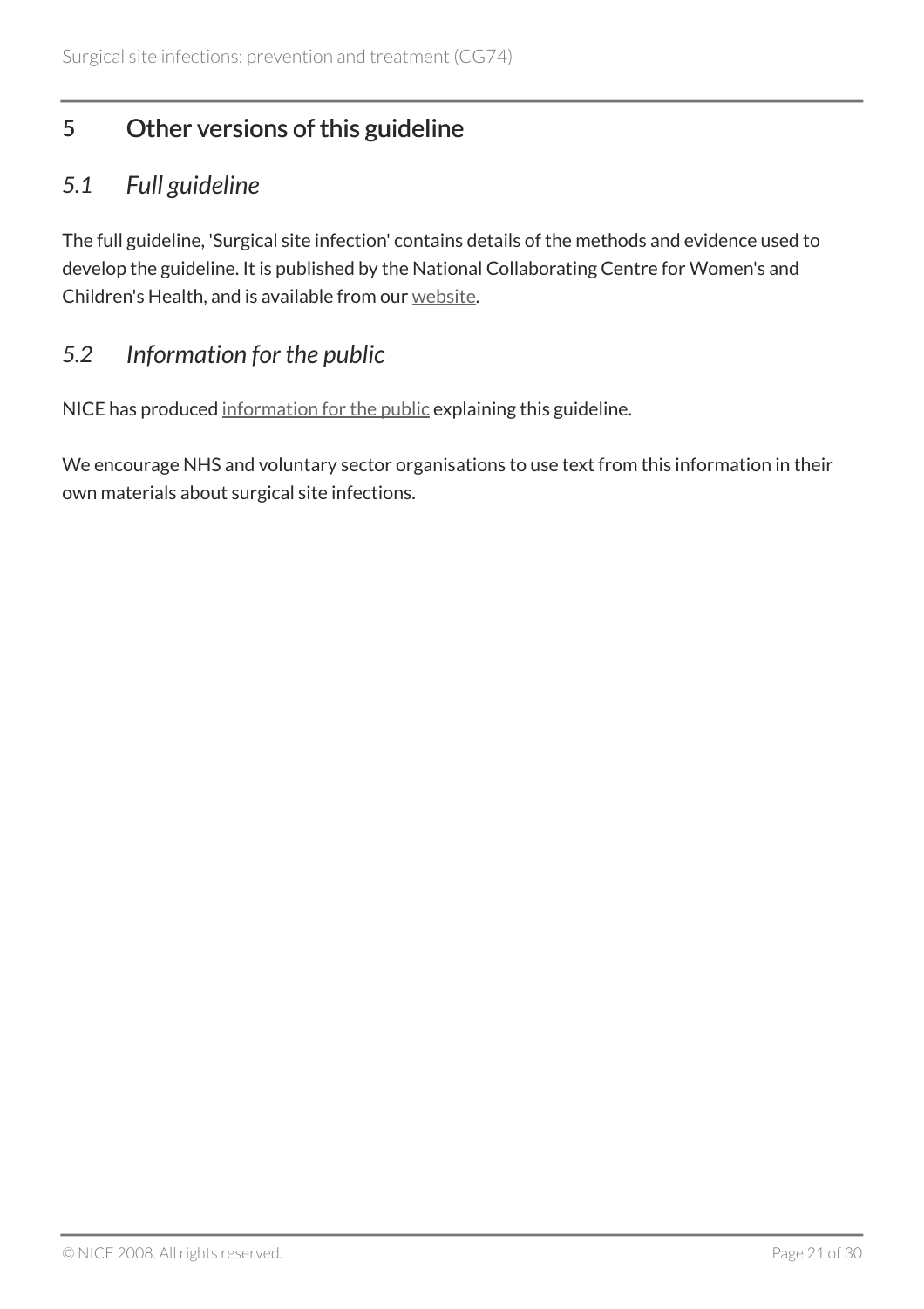# 5 Other versions of this guideline

## *5.1 Full guideline*

The full guideline, 'Surgical site infection' contains details of the methods and evidence used to develop the guideline. It is published by the National Collaborating Centre for Women's and Children's Health, and is available from our website.

## *5.2 Information for the public*

NICE has produced information for the public explaining this guideline.

We encourage NHS and voluntary sector organisations to use text from this information in their own materials about surgical site infections.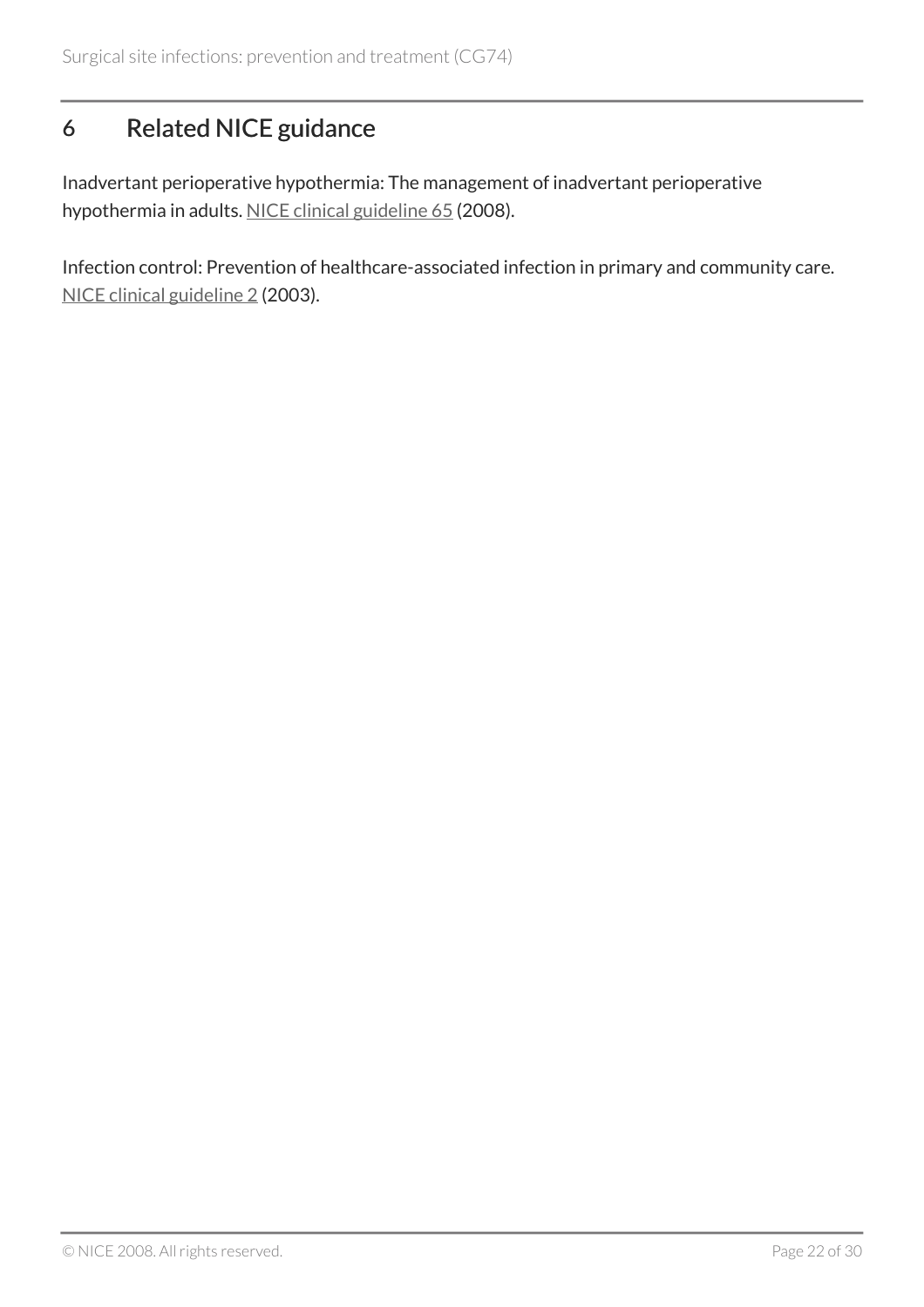## 6 Related NICE guidance

Inadvertant perioperative hypothermia: The management of inadvertant perioperative hypothermia in adults. NICE clinical guideline 65 (2008).

Infection control: Prevention of healthcare-associated infection in primary and community care. NICE clinical guideline 2 (2003).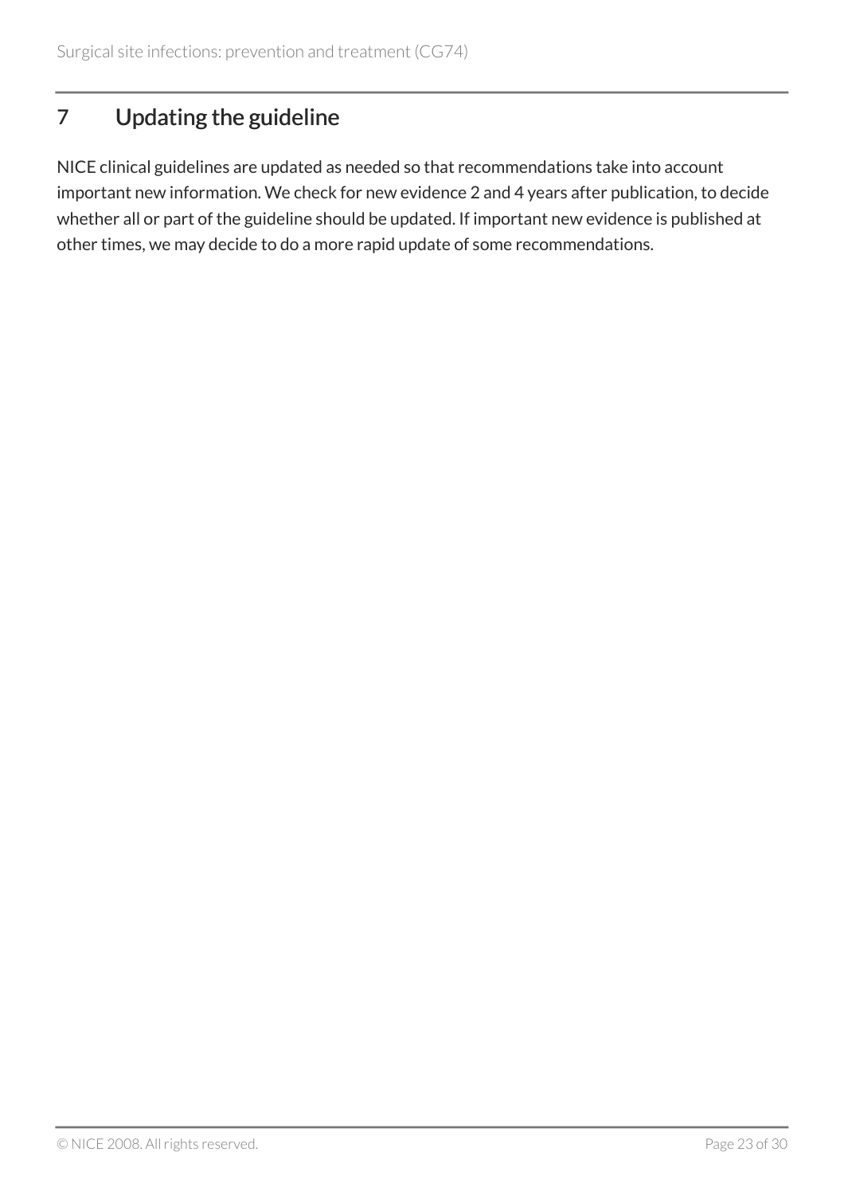# 7 Updating the guideline

NICE clinical guidelines are updated as needed so that recommendations take into account important new information. We check for new evidence 2 and 4 years after publication, to decide whether all or part of the guideline should be updated. If important new evidence is published at other times, we may decide to do a more rapid update of some recommendations.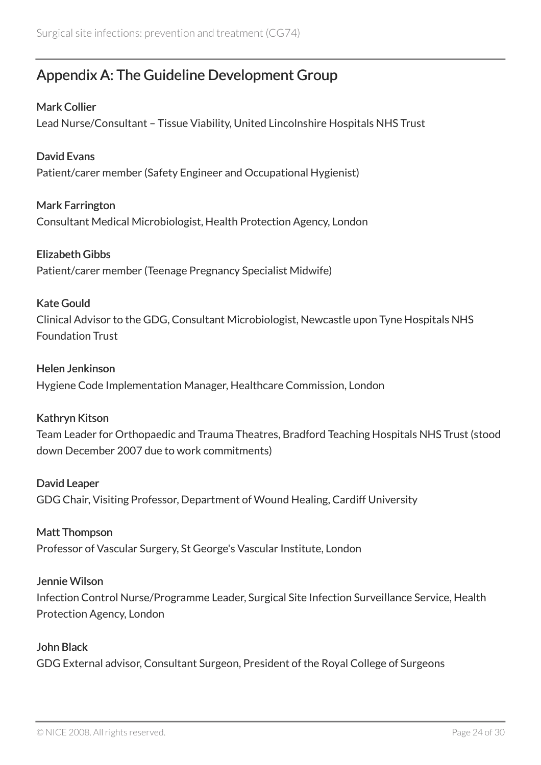## Appendix A: The Guideline Development Group

**Mark Collier**
Lead Nurse/Consultant – Tissue Viability, United Lincolnshire Hospitals NHS Trust

**David Evans**
Patient/carer member (Safety Engineer and Occupational Hygienist)

**Mark Farrington**
Consultant Medical Microbiologist, Health Protection Agency, London

**Elizabeth Gibbs**
Patient/carer member (Teenage Pregnancy Specialist Midwife)

**Kate Gould**
Clinical Advisor to the GDG, Consultant Microbiologist, Newcastle upon Tyne Hospitals NHS Foundation Trust

**Helen Jenkinson**
Hygiene Code Implementation Manager, Healthcare Commission, London

**Kathryn Kitson**
Team Leader for Orthopaedic and Trauma Theatres, Bradford Teaching Hospitals NHS Trust (stood down December 2007 due to work commitments)

**David Leaper**
GDG Chair, Visiting Professor, Department of Wound Healing, Cardiff University

**Matt Thompson**
Professor of Vascular Surgery, St George's Vascular Institute, London

**Jennie Wilson**
Infection Control Nurse/Programme Leader, Surgical Site Infection Surveillance Service, Health Protection Agency, London

**John Black**
GDG External advisor, Consultant Surgeon, President of the Royal College of Surgeons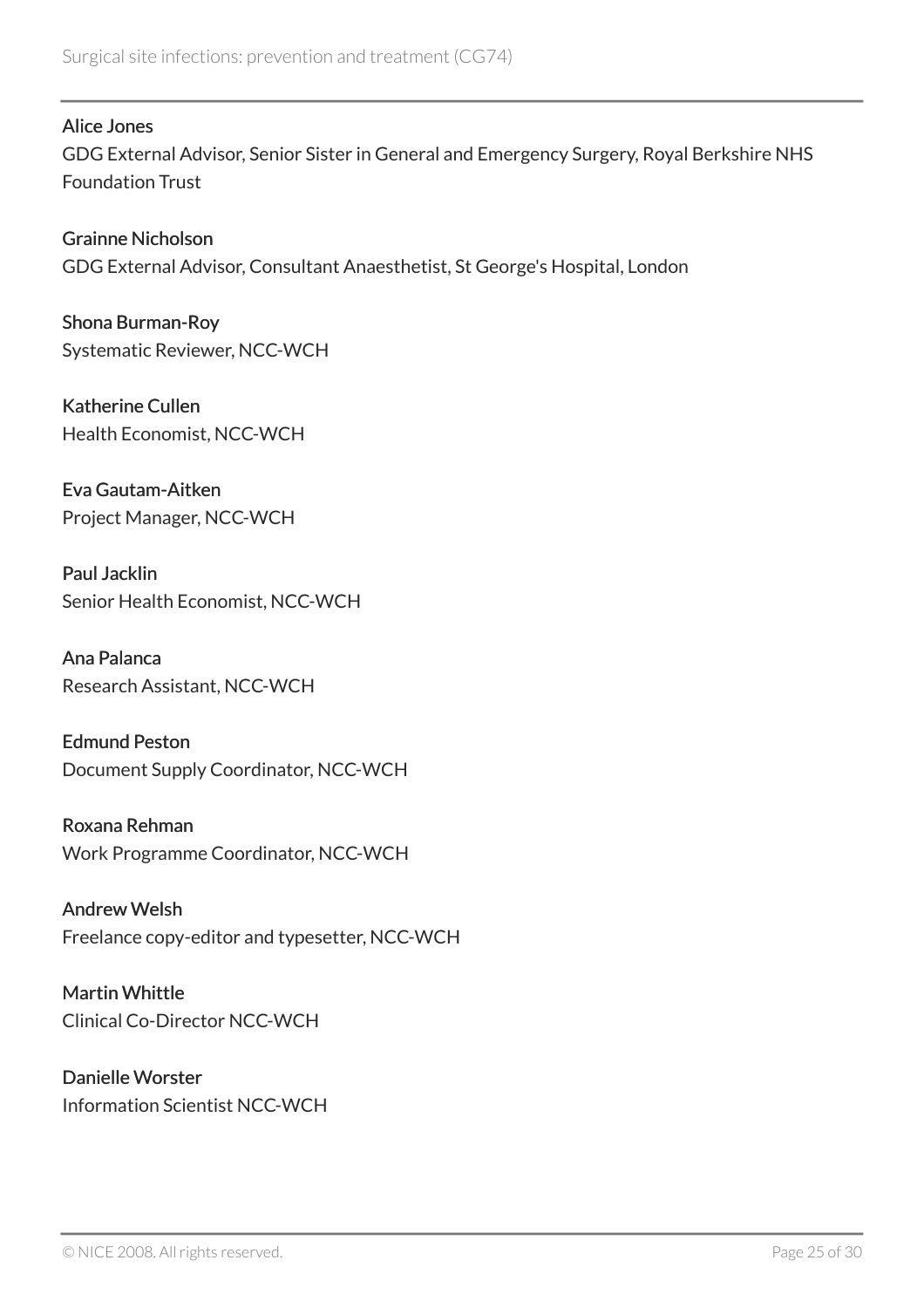Alice Jones
GDG External Advisor, Senior Sister in General and Emergency Surgery, Royal Berkshire NHS Foundation Trust

Grainne Nicholson
GDG External Advisor, Consultant Anaesthetist, St George's Hospital, London

Shona Burman-Roy
Systematic Reviewer, NCC-WCH

Katherine Cullen
Health Economist, NCC-WCH

Eva Gautam-Aitken
Project Manager, NCC-WCH

Paul Jacklin
Senior Health Economist, NCC-WCH

Ana Palanca
Research Assistant, NCC-WCH

Edmund Peston
Document Supply Coordinator, NCC-WCH

Roxana Rehman
Work Programme Coordinator, NCC-WCH

Andrew Welsh
Freelance copy-editor and typesetter, NCC-WCH

Martin Whittle
Clinical Co-Director NCC-WCH

Danielle Worster
Information Scientist NCC-WCH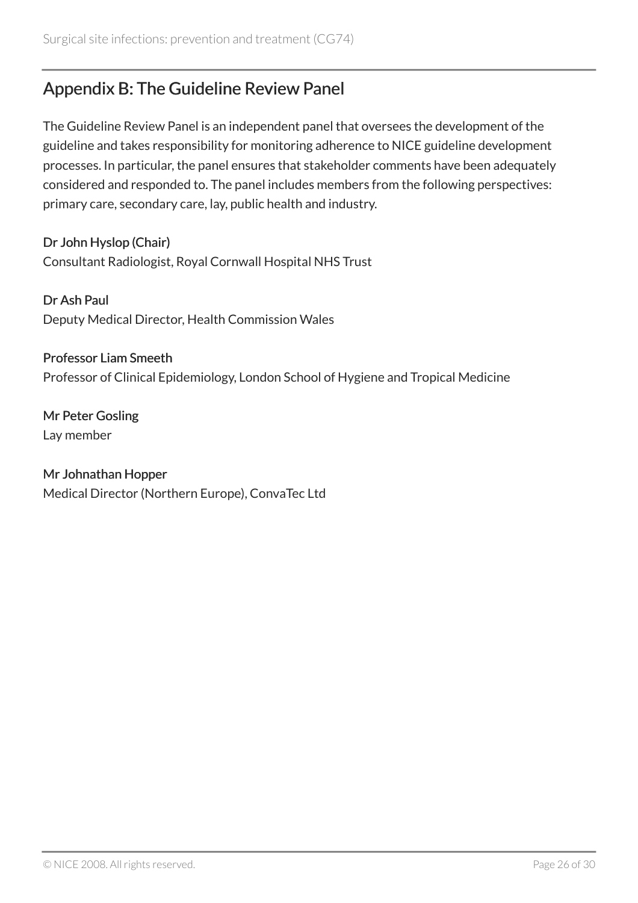## Appendix B: The Guideline Review Panel

The Guideline Review Panel is an independent panel that oversees the development of the guideline and takes responsibility for monitoring adherence to NICE guideline development processes. In particular, the panel ensures that stakeholder comments have been adequately considered and responded to. The panel includes members from the following perspectives: primary care, secondary care, lay, public health and industry.

**Dr John Hyslop (Chair)**
Consultant Radiologist, Royal Cornwall Hospital NHS Trust

**Dr Ash Paul**
Deputy Medical Director, Health Commission Wales

**Professor Liam Smeeth**
Professor of Clinical Epidemiology, London School of Hygiene and Tropical Medicine

**Mr Peter Gosling**
Lay member

**Mr Johnathan Hopper**
Medical Director (Northern Europe), ConvaTec Ltd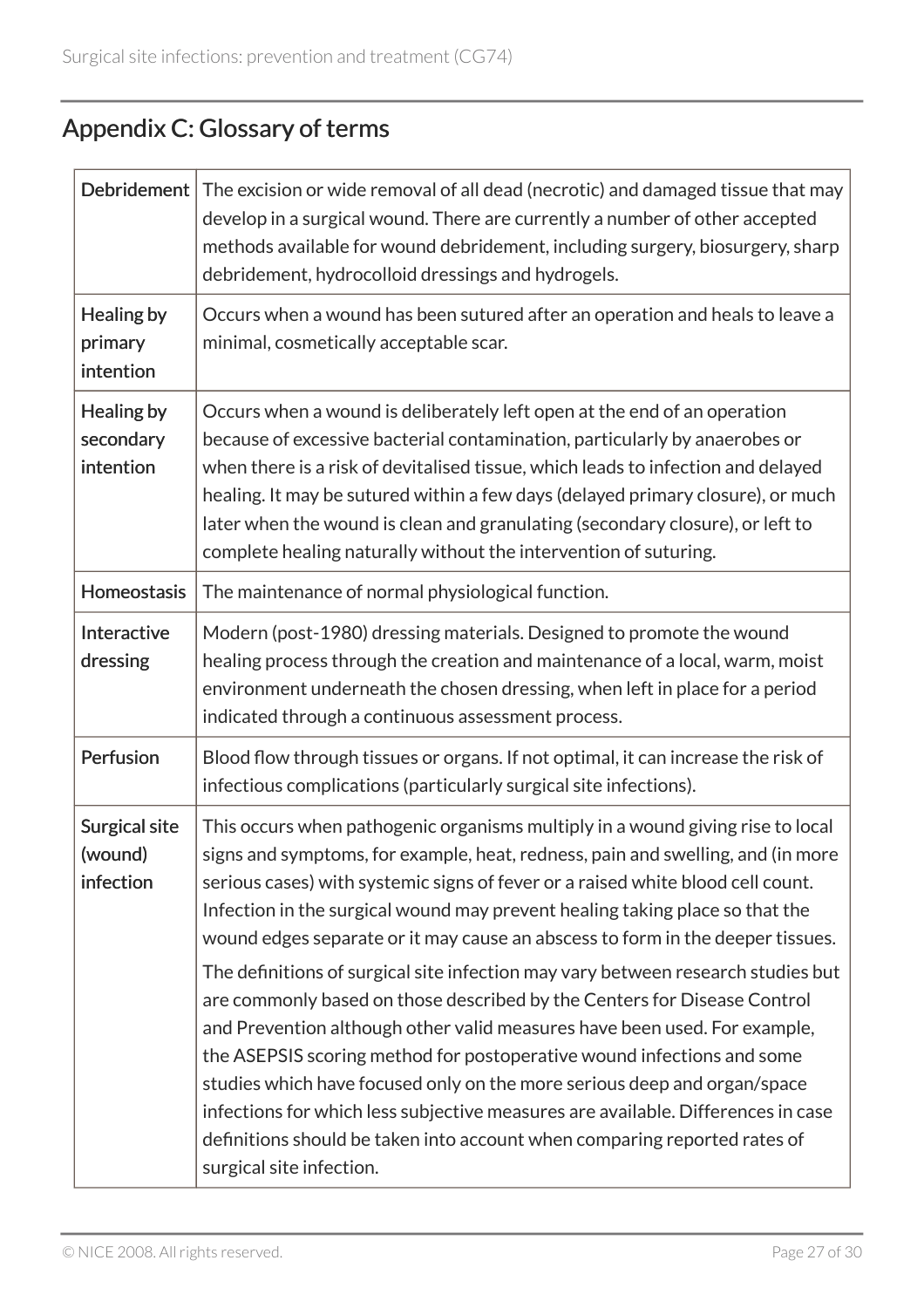## Appendix C: Glossary of terms

| Term | Definition |
|---|---|
| **Debridement** | The excision or wide removal of all dead (necrotic) and damaged tissue that may develop in a surgical wound. There are currently a number of other accepted methods available for wound debridement, including surgery, biosurgery, sharp debridement, hydrocolloid dressings and hydrogels. |
| **Healing by primary intention** | Occurs when a wound has been sutured after an operation and heals to leave a minimal, cosmetically acceptable scar. |
| **Healing by secondary intention** | Occurs when a wound is deliberately left open at the end of an operation because of excessive bacterial contamination, particularly by anaerobes or when there is a risk of devitalised tissue, which leads to infection and delayed healing. It may be sutured within a few days (delayed primary closure), or much later when the wound is clean and granulating (secondary closure), or left to complete healing naturally without the intervention of suturing. |
| **Homeostasis** | The maintenance of normal physiological function. |
| **Interactive dressing** | Modern (post-1980) dressing materials. Designed to promote the wound healing process through the creation and maintenance of a local, warm, moist environment underneath the chosen dressing, when left in place for a period indicated through a continuous assessment process. |
| **Perfusion** | Blood flow through tissues or organs. If not optimal, it can increase the risk of infectious complications (particularly surgical site infections). |
| **Surgical site (wound) infection** | This occurs when pathogenic organisms multiply in a wound giving rise to local signs and symptoms, for example, heat, redness, pain and swelling, and (in more serious cases) with systemic signs of fever or a raised white blood cell count. Infection in the surgical wound may prevent healing taking place so that the wound edges separate or it may cause an abscess to form in the deeper tissues.<br><br>The definitions of surgical site infection may vary between research studies but are commonly based on those described by the Centers for Disease Control and Prevention although other valid measures have been used. For example, the ASEPSIS scoring method for postoperative wound infections and some studies which have focused only on the more serious deep and organ/space infections for which less subjective measures are available. Differences in case definitions should be taken into account when comparing reported rates of surgical site infection. |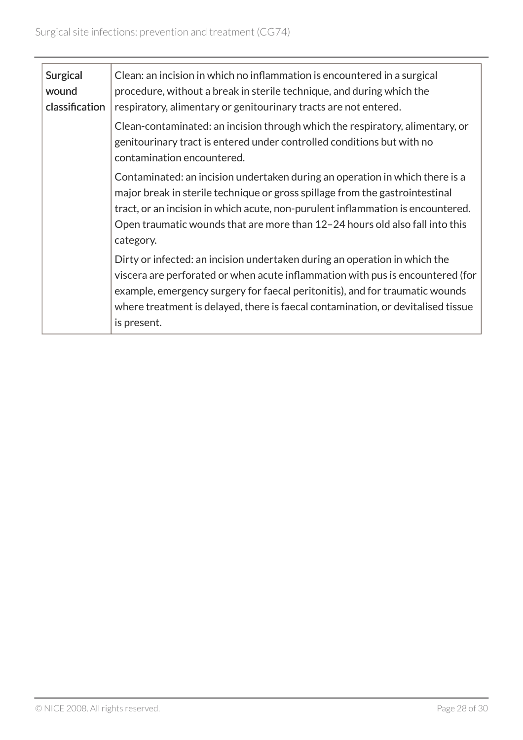| **Surgical wound classification** | Clean: an incision in which no inflammation is encountered in a surgical procedure, without a break in sterile technique, and during which the respiratory, alimentary or genitourinary tracts are not entered.<br><br>Clean-contaminated: an incision through which the respiratory, alimentary, or genitourinary tract is entered under controlled conditions but with no contamination encountered.<br><br>Contaminated: an incision undertaken during an operation in which there is a major break in sterile technique or gross spillage from the gastrointestinal tract, or an incision in which acute, non-purulent inflammation is encountered. Open traumatic wounds that are more than 12–24 hours old also fall into this category.<br><br>Dirty or infected: an incision undertaken during an operation in which the viscera are perforated or when acute inflammation with pus is encountered (for example, emergency surgery for faecal peritonitis), and for traumatic wounds where treatment is delayed, there is faecal contamination, or devitalised tissue is present. |
|---|---|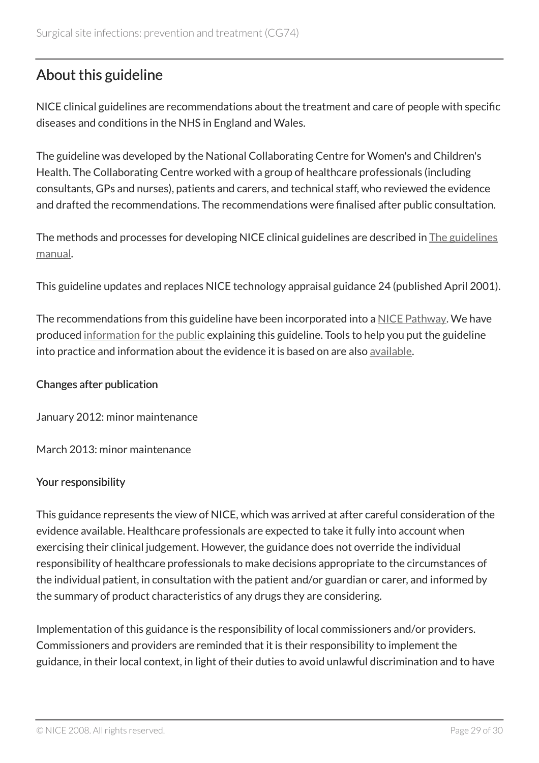## About this guideline

NICE clinical guidelines are recommendations about the treatment and care of people with specific diseases and conditions in the NHS in England and Wales.

The guideline was developed by the National Collaborating Centre for Women's and Children's Health. The Collaborating Centre worked with a group of healthcare professionals (including consultants, GPs and nurses), patients and carers, and technical staff, who reviewed the evidence and drafted the recommendations. The recommendations were finalised after public consultation.

The methods and processes for developing NICE clinical guidelines are described in The guidelines manual.

This guideline updates and replaces NICE technology appraisal guidance 24 (published April 2001).

The recommendations from this guideline have been incorporated into a NICE Pathway. We have produced information for the public explaining this guideline. Tools to help you put the guideline into practice and information about the evidence it is based on are also available.

### Changes after publication

January 2012: minor maintenance

March 2013: minor maintenance

### Your responsibility

This guidance represents the view of NICE, which was arrived at after careful consideration of the evidence available. Healthcare professionals are expected to take it fully into account when exercising their clinical judgement. However, the guidance does not override the individual responsibility of healthcare professionals to make decisions appropriate to the circumstances of the individual patient, in consultation with the patient and/or guardian or carer, and informed by the summary of product characteristics of any drugs they are considering.

Implementation of this guidance is the responsibility of local commissioners and/or providers. Commissioners and providers are reminded that it is their responsibility to implement the guidance, in their local context, in light of their duties to avoid unlawful discrimination and to have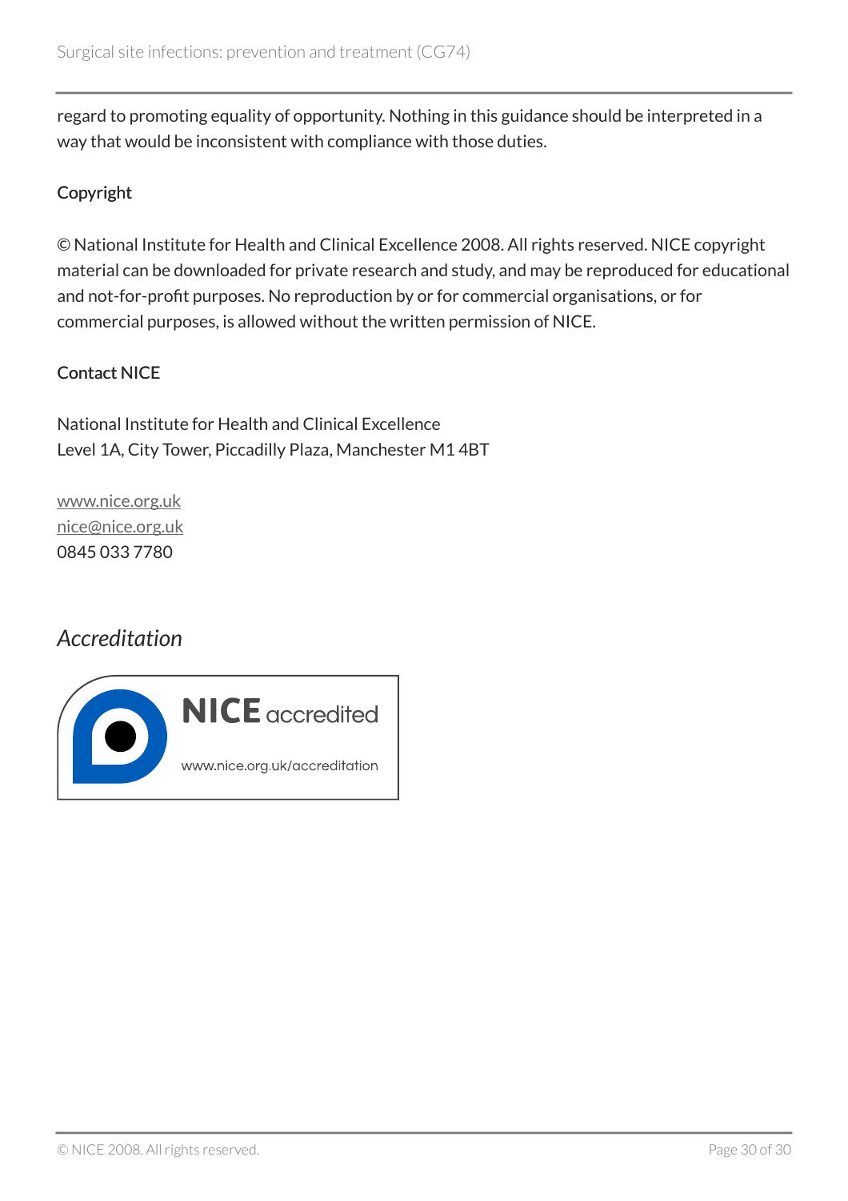regard to promoting equality of opportunity. Nothing in this guidance should be interpreted in a way that would be inconsistent with compliance with those duties.

## Copyright

© National Institute for Health and Clinical Excellence 2008. All rights reserved. NICE copyright material can be downloaded for private research and study, and may be reproduced for educational and not-for-profit purposes. No reproduction by or for commercial organisations, or for commercial purposes, is allowed without the written permission of NICE.

## Contact NICE

National Institute for Health and Clinical Excellence
Level 1A, City Tower, Piccadilly Plaza, Manchester M1 4BT

www.nice.org.uk
nice@nice.org.uk
0845 033 7780

## *Accreditation*

NICE accredited

www.nice.org.uk/accreditation